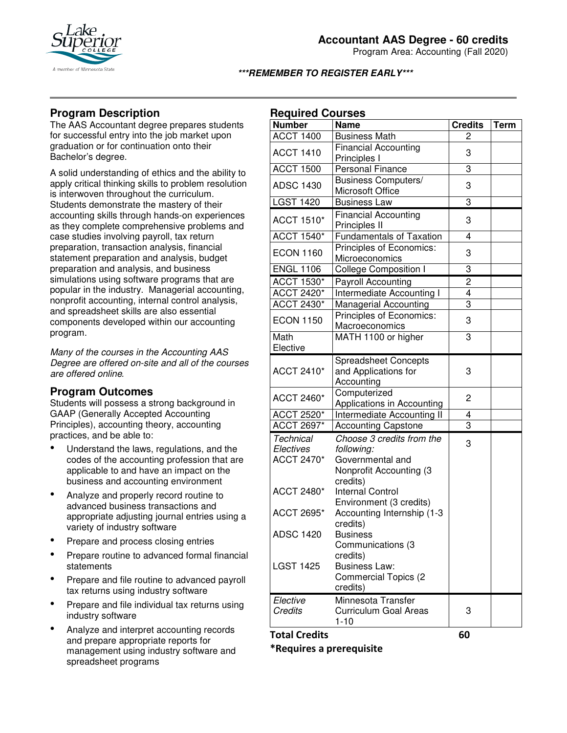# Accountant AAS Degree - 60 credits

Program Area: Accounting (Fall 2020)

***REMEMBER TO REGISTER EARLY***

## Program Description

The AAS Accountant degree prepares students for successful entry into the job market upon graduation or for continuation onto their Bachelor's degree.

A solid understanding of ethics and the ability to apply critical thinking skills to problem resolution is interwoven throughout the curriculum. Students demonstrate the mastery of their accounting skills through hands-on experiences as they complete comprehensive problems and case studies involving payroll, tax return preparation, transaction analysis, financial statement preparation and analysis, budget preparation and analysis, and business simulations using software programs that are popular in the industry. Managerial accounting, nonprofit accounting, internal control analysis, and spreadsheet skills are also essential components developed within our accounting program.

*Many of the courses in the Accounting AAS Degree are offered on-site and all of the courses are offered online.*

## Program Outcomes

Students will possess a strong background in GAAP (Generally Accepted Accounting Principles), accounting theory, accounting practices, and be able to:

- Understand the laws, regulations, and the codes of the accounting profession that are applicable to and have an impact on the business and accounting environment
- Analyze and properly record routine to advanced business transactions and appropriate adjusting journal entries using a variety of industry software
- Prepare and process closing entries
- Prepare routine to advanced formal financial statements
- Prepare and file routine to advanced payroll tax returns using industry software
- Prepare and file individual tax returns using industry software
- Analyze and interpret accounting records and prepare appropriate reports for management using industry software and spreadsheet programs

## Required Courses

| Number | Name | Credits | Term |
|---|---|---|---|
| ACCT 1400 | Business Math | 2 | |
| ACCT 1410 | Financial Accounting Principles I | 3 | |
| ACCT 1500 | Personal Finance | 3 | |
| ADSC 1430 | Business Computers/ Microsoft Office | 3 | |
| LGST 1420 | Business Law | 3 | |
| ACCT 1510* | Financial Accounting Principles II | 3 | |
| ACCT 1540* | Fundamentals of Taxation | 4 | |
| ECON 1160 | Principles of Economics: Microeconomics | 3 | |
| ENGL 1106 | College Composition I | 3 | |
| ACCT 1530* | Payroll Accounting | 2 | |
| ACCT 2420* | Intermediate Accounting I | 4 | |
| ACCT 2430* | Managerial Accounting | 3 | |
| ECON 1150 | Principles of Economics: Macroeconomics | 3 | |
| Math Elective | MATH 1100 or higher | 3 | |
| ACCT 2410* | Spreadsheet Concepts and Applications for Accounting | 3 | |
| ACCT 2460* | Computerized Applications in Accounting | 2 | |
| ACCT 2520* | Intermediate Accounting II | 4 | |
| ACCT 2697* | Accounting Capstone | 3 | |
| *Technical Electives* | *Choose 3 credits from the following:* | 3 | |
| ACCT 2470* | Governmental and Nonprofit Accounting (3 credits) | | |
| ACCT 2480* | Internal Control Environment (3 credits) | | |
| ACCT 2695* | Accounting Internship (1-3 credits) | | |
| ADSC 1420 | Business Communications (3 credits) | | |
| LGST 1425 | Business Law: Commercial Topics (2 credits) | | |
| *Elective Credits* | Minnesota Transfer Curriculum Goal Areas 1-10 | 3 | |
| **Total Credits** | | **60** | |

***Requires a prerequisite**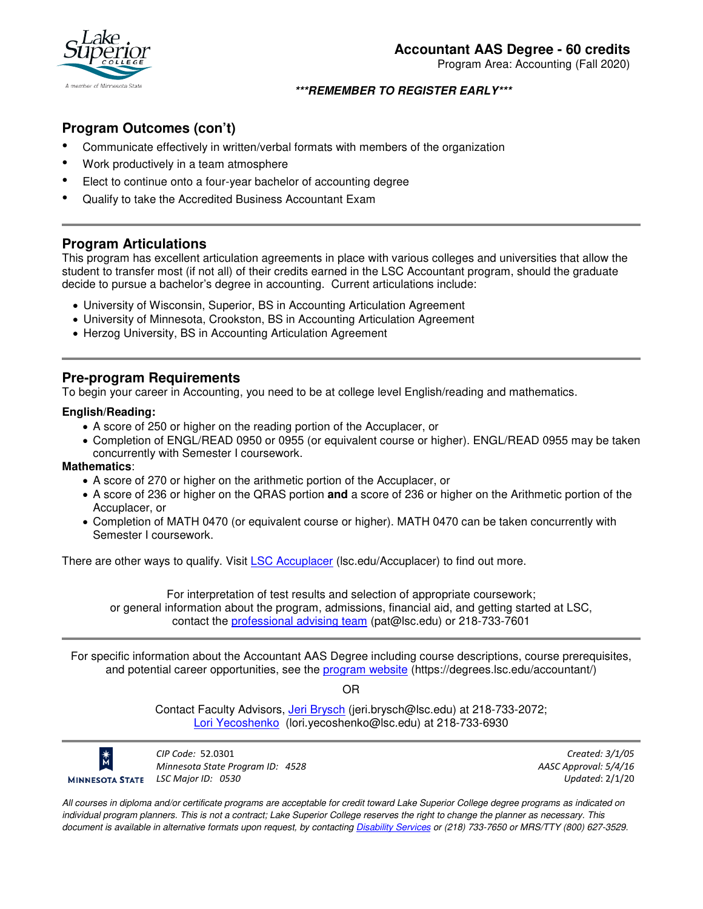# Accountant AAS Degree - 60 credits

Program Area: Accounting (Fall 2020)

***REMEMBER TO REGISTER EARLY***

## Program Outcomes (con't)

- Communicate effectively in written/verbal formats with members of the organization
- Work productively in a team atmosphere
- Elect to continue onto a four-year bachelor of accounting degree
- Qualify to take the Accredited Business Accountant Exam

## Program Articulations

This program has excellent articulation agreements in place with various colleges and universities that allow the student to transfer most (if not all) of their credits earned in the LSC Accountant program, should the graduate decide to pursue a bachelor's degree in accounting. Current articulations include:

- University of Wisconsin, Superior, BS in Accounting Articulation Agreement
- University of Minnesota, Crookston, BS in Accounting Articulation Agreement
- Herzog University, BS in Accounting Articulation Agreement

## Pre-program Requirements

To begin your career in Accounting, you need to be at college level English/reading and mathematics.

**English/Reading:**

- A score of 250 or higher on the reading portion of the Accuplacer, or
- Completion of ENGL/READ 0950 or 0955 (or equivalent course or higher). ENGL/READ 0955 may be taken concurrently with Semester I coursework.

**Mathematics**:

- A score of 270 or higher on the arithmetic portion of the Accuplacer, or
- A score of 236 or higher on the QRAS portion **and** a score of 236 or higher on the Arithmetic portion of the Accuplacer, or
- Completion of MATH 0470 (or equivalent course or higher). MATH 0470 can be taken concurrently with Semester I coursework.

There are other ways to qualify. Visit LSC Accuplacer (lsc.edu/Accuplacer) to find out more.

For interpretation of test results and selection of appropriate coursework; or general information about the program, admissions, financial aid, and getting started at LSC, contact the professional advising team (pat@lsc.edu) or 218-733-7601

For specific information about the Accountant AAS Degree including course descriptions, course prerequisites, and potential career opportunities, see the program website (https://degrees.lsc.edu/accountant/)

OR

Contact Faculty Advisors, Jeri Brysch (jeri.brysch@lsc.edu) at 218-733-2072; Lori Yecoshenko (lori.yecoshenko@lsc.edu) at 218-733-6930

*CIP Code: 52.0301*
*Minnesota State Program ID: 4528*
*LSC Major ID: 0530*

*Created: 3/1/05*
*AASC Approval: 5/4/16*
*Updated: 2/1/20*

*All courses in diploma and/or certificate programs are acceptable for credit toward Lake Superior College degree programs as indicated on individual program planners. This is not a contract; Lake Superior College reserves the right to change the planner as necessary. This document is available in alternative formats upon request, by contacting Disability Services or (218) 733-7650 or MRS/TTY (800) 627-3529.*